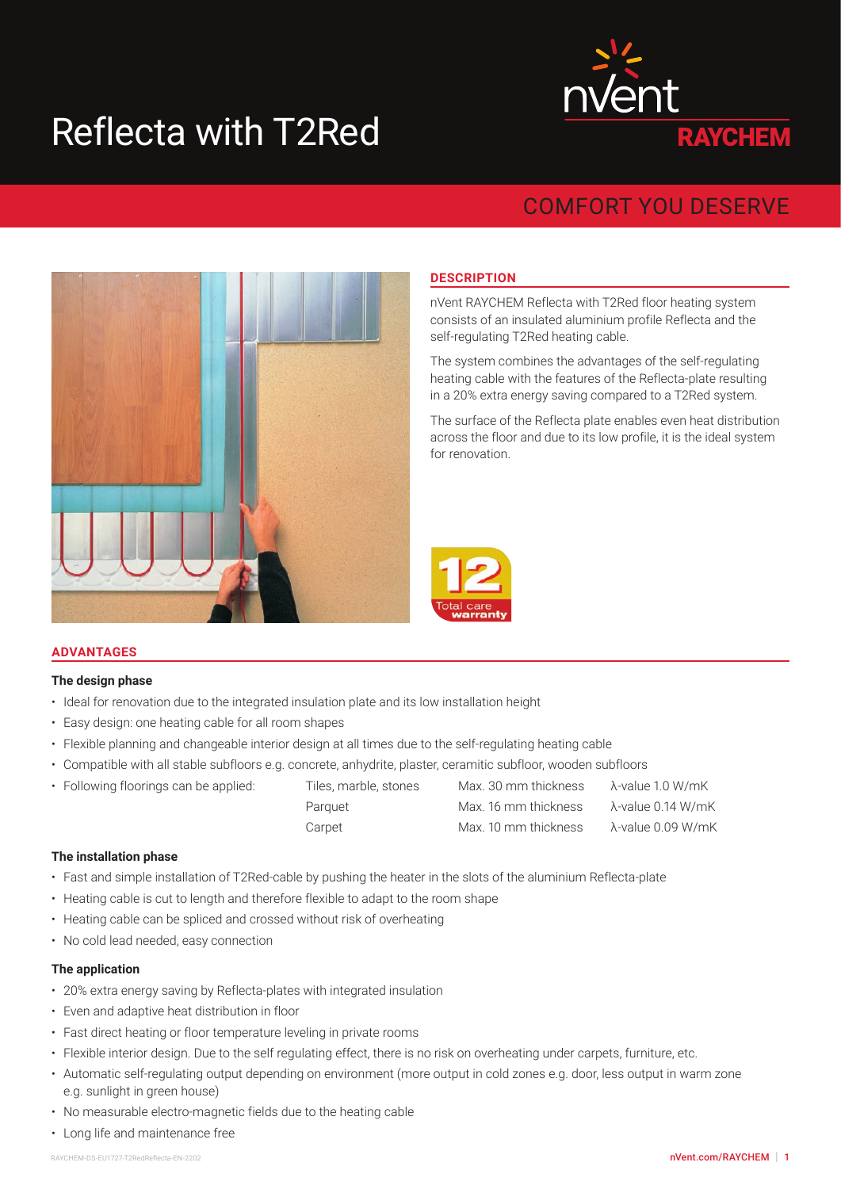# Reflecta with T2Red

nVent RAYCHEM

COMFORT YOU DESERVE

## DESCRIPTION

nVent RAYCHEM Reflecta with T2Red floor heating system consists of an insulated aluminium profile Reflecta and the self-regulating T2Red heating cable.

The system combines the advantages of the self-regulating heating cable with the features of the Reflecta-plate resulting in a 20% extra energy saving compared to a T2Red system.

The surface of the Reflecta plate enables even heat distribution across the floor and due to its low profile, it is the ideal system for renovation.

12 Total care warranty

## ADVANTAGES

### The design phase

- Ideal for renovation due to the integrated insulation plate and its low installation height
- Easy design: one heating cable for all room shapes
- Flexible planning and changeable interior design at all times due to the self-regulating heating cable
- Compatible with all stable subfloors e.g. concrete, anhydrite, plaster, ceramitic subfloor, wooden subfloors
- Following floorings can be applied:

| | | |
|---|---|---|
| Tiles, marble, stones | Max. 30 mm thickness | λ-value 1.0 W/mK |
| Parquet | Max. 16 mm thickness | λ-value 0.14 W/mK |
| Carpet | Max. 10 mm thickness | λ-value 0.09 W/mK |

### The installation phase

- Fast and simple installation of T2Red-cable by pushing the heater in the slots of the aluminium Reflecta-plate
- Heating cable is cut to length and therefore flexible to adapt to the room shape
- Heating cable can be spliced and crossed without risk of overheating
- No cold lead needed, easy connection

### The application

- 20% extra energy saving by Reflecta-plates with integrated insulation
- Even and adaptive heat distribution in floor
- Fast direct heating or floor temperature leveling in private rooms
- Flexible interior design. Due to the self regulating effect, there is no risk on overheating under carpets, furniture, etc.
- Automatic self-regulating output depending on environment (more output in cold zones e.g. door, less output in warm zone e.g. sunlight in green house)
- No measurable electro-magnetic fields due to the heating cable
- Long life and maintenance free

RAYCHEM-DS-EU1727-T2RedReflecta-EN-2202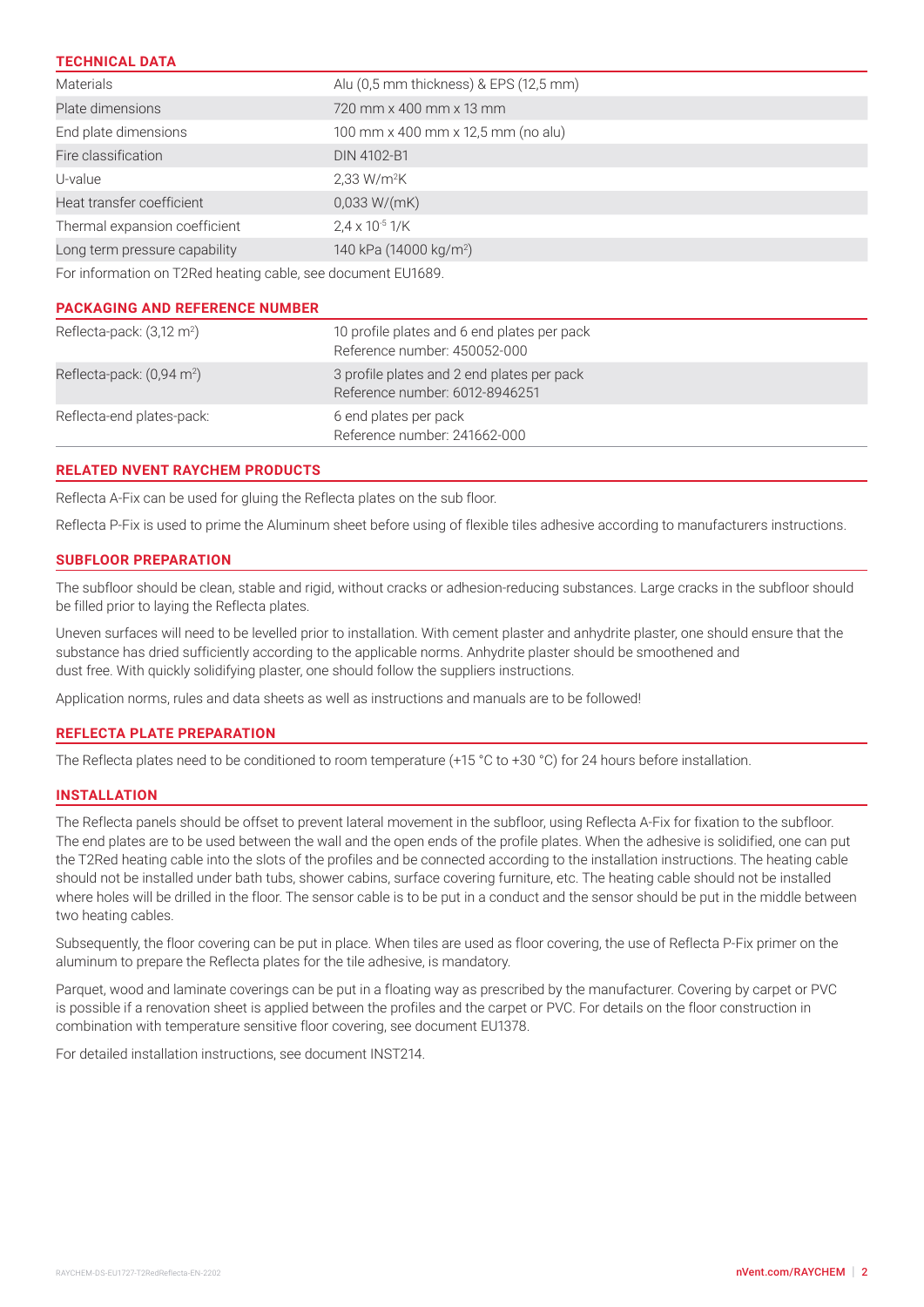## TECHNICAL DATA

| | |
|---|---|
| Materials | Alu (0,5 mm thickness) & EPS (12,5 mm) |
| Plate dimensions | 720 mm x 400 mm x 13 mm |
| End plate dimensions | 100 mm x 400 mm x 12,5 mm (no alu) |
| Fire classification | DIN 4102-B1 |
| U-value | 2,33 $W/m^2K$ |
| Heat transfer coefficient | 0,033 W/(mK) |
| Thermal expansion coefficient | $2{,}4 \times 10^{-5}$ 1/K |
| Long term pressure capability | 140 kPa (14000 $kg/m^2$) |

For information on T2Red heating cable, see document EU1689.

## PACKAGING AND REFERENCE NUMBER

| | |
|---|---|
| Reflecta-pack: (3,12 $m^2$) | 10 profile plates and 6 end plates per pack<br>Reference number: 450052-000 |
| Reflecta-pack: (0,94 $m^2$) | 3 profile plates and 2 end plates per pack<br>Reference number: 6012-8946251 |
| Reflecta-end plates-pack: | 6 end plates per pack<br>Reference number: 241662-000 |

## RELATED NVENT RAYCHEM PRODUCTS

Reflecta A-Fix can be used for gluing the Reflecta plates on the sub floor.

Reflecta P-Fix is used to prime the Aluminum sheet before using of flexible tiles adhesive according to manufacturers instructions.

## SUBFLOOR PREPARATION

The subfloor should be clean, stable and rigid, without cracks or adhesion-reducing substances. Large cracks in the subfloor should be filled prior to laying the Reflecta plates.

Uneven surfaces will need to be levelled prior to installation. With cement plaster and anhydrite plaster, one should ensure that the substance has dried sufficiently according to the applicable norms. Anhydrite plaster should be smoothened and dust free. With quickly solidifying plaster, one should follow the suppliers instructions.

Application norms, rules and data sheets as well as instructions and manuals are to be followed!

## REFLECTA PLATE PREPARATION

The Reflecta plates need to be conditioned to room temperature (+15 °C to +30 °C) for 24 hours before installation.

## INSTALLATION

The Reflecta panels should be offset to prevent lateral movement in the subfloor, using Reflecta A-Fix for fixation to the subfloor. The end plates are to be used between the wall and the open ends of the profile plates. When the adhesive is solidified, one can put the T2Red heating cable into the slots of the profiles and be connected according to the installation instructions. The heating cable should not be installed under bath tubs, shower cabins, surface covering furniture, etc. The heating cable should not be installed where holes will be drilled in the floor. The sensor cable is to be put in a conduct and the sensor should be put in the middle between two heating cables.

Subsequently, the floor covering can be put in place. When tiles are used as floor covering, the use of Reflecta P-Fix primer on the aluminum to prepare the Reflecta plates for the tile adhesive, is mandatory.

Parquet, wood and laminate coverings can be put in a floating way as prescribed by the manufacturer. Covering by carpet or PVC is possible if a renovation sheet is applied between the profiles and the carpet or PVC. For details on the floor construction in combination with temperature sensitive floor covering, see document EU1378.

For detailed installation instructions, see document INST214.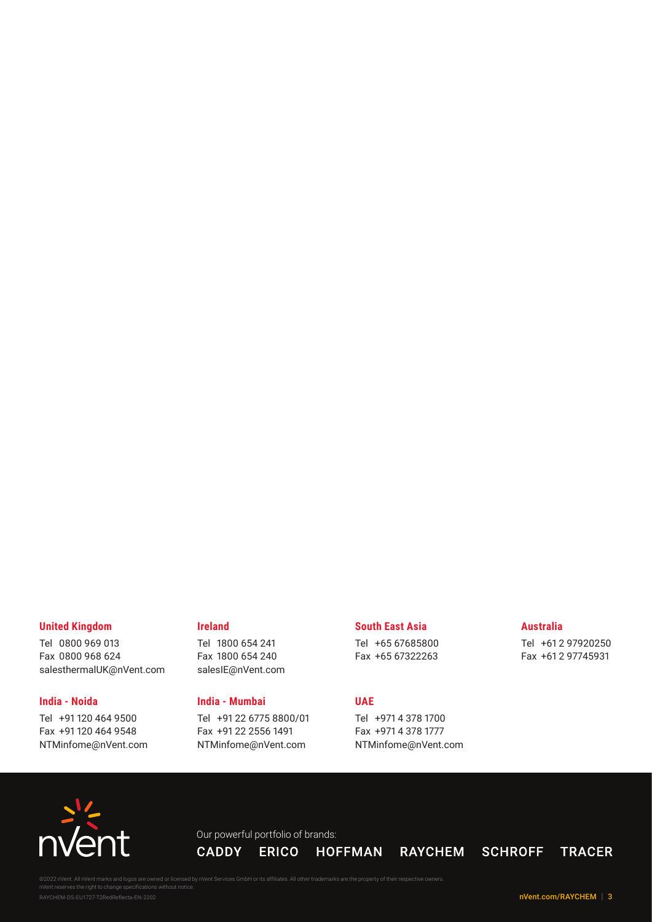**United Kingdom**

Tel 0800 969 013
Fax 0800 968 624
salesthermalUK@nVent.com

**Ireland**

Tel 1800 654 241
Fax 1800 654 240
salesIE@nVent.com

**South East Asia**

Tel +65 67685800
Fax +65 67322263

**Australia**

Tel +61 2 97920250
Fax +61 2 97745931

**India - Noida**

Tel +91 120 464 9500
Fax +91 120 464 9548
NTMinfome@nVent.com

**India - Mumbai**

Tel +91 22 6775 8800/01
Fax +91 22 2556 1491
NTMinfome@nVent.com

**UAE**

Tel +971 4 378 1700
Fax +971 4 378 1777
NTMinfome@nVent.com

nVent

Our powerful portfolio of brands:

CADDY ERICO HOFFMAN RAYCHEM SCHROFF TRACER

©2022 nVent. All nVent marks and logos are owned or licensed by nVent Services GmbH or its affiliates. All other trademarks are the property of their respective owners.
nVent reserves the right to change specifications without notice.

RAYCHEM-DS-EU1727-T2RedReflecta-EN-2202

nVent.com/RAYCHEM